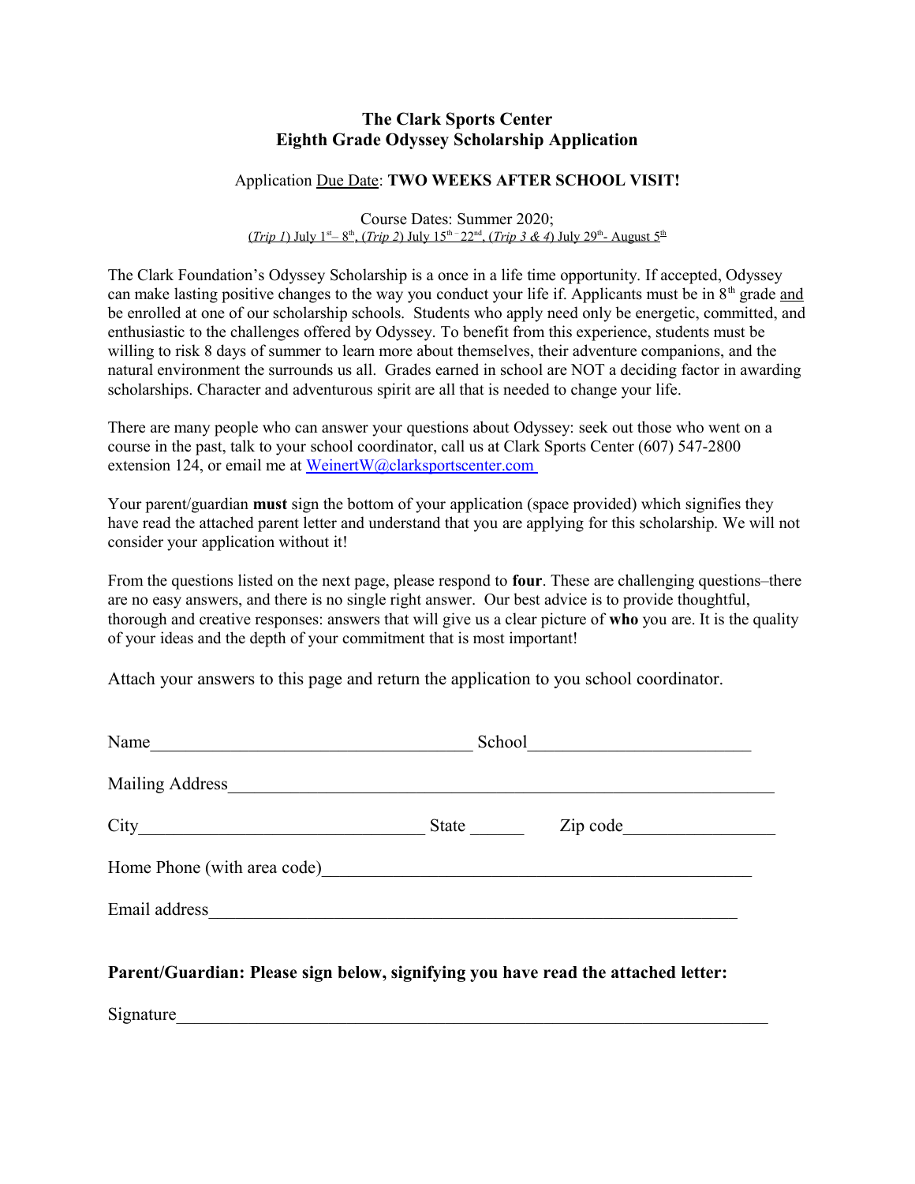# The Clark Sports Center
# Eighth Grade Odyssey Scholarship Application

Application Due Date: **TWO WEEKS AFTER SCHOOL VISIT!**

Course Dates: Summer 2020;
(*Trip 1*) July 1st– 8th, (*Trip 2*) July 15th – 22nd, (*Trip 3 & 4*) July 29th- August 5th

The Clark Foundation's Odyssey Scholarship is a once in a life time opportunity. If accepted, Odyssey can make lasting positive changes to the way you conduct your life if. Applicants must be in 8th grade and be enrolled at one of our scholarship schools. Students who apply need only be energetic, committed, and enthusiastic to the challenges offered by Odyssey. To benefit from this experience, students must be willing to risk 8 days of summer to learn more about themselves, their adventure companions, and the natural environment the surrounds us all. Grades earned in school are NOT a deciding factor in awarding scholarships. Character and adventurous spirit are all that is needed to change your life.

There are many people who can answer your questions about Odyssey: seek out those who went on a course in the past, talk to your school coordinator, call us at Clark Sports Center (607) 547-2800 extension 124, or email me at WeinertW@clarksportscenter.com

Your parent/guardian **must** sign the bottom of your application (space provided) which signifies they have read the attached parent letter and understand that you are applying for this scholarship. We will not consider your application without it!

From the questions listed on the next page, please respond to **four**. These are challenging questions–there are no easy answers, and there is no single right answer. Our best advice is to provide thoughtful, thorough and creative responses: answers that will give us a clear picture of **who** you are. It is the quality of your ideas and the depth of your commitment that is most important!

Attach your answers to this page and return the application to you school coordinator.

Name____________________________________ School_________________________

Mailing Address______________________________________________________________

City________________________________ State ______ Zip code_________________

Home Phone (with area code)__________________________________________________

Email address____________________________________________________________

**Parent/Guardian: Please sign below, signifying you have read the attached letter:**

Signature__________________________________________________________________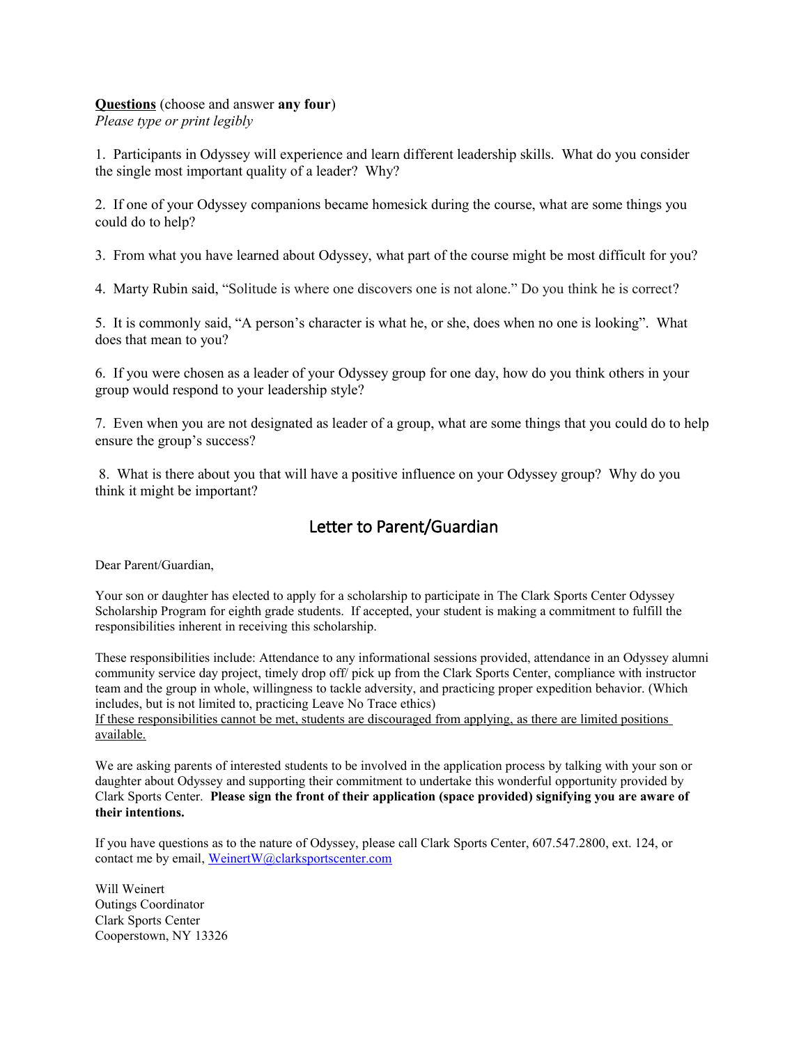**<u>Questions</u>** (choose and answer **any four**)
*Please type or print legibly*

1. Participants in Odyssey will experience and learn different leadership skills. What do you consider the single most important quality of a leader? Why?

2. If one of your Odyssey companions became homesick during the course, what are some things you could do to help?

3. From what you have learned about Odyssey, what part of the course might be most difficult for you?

4. Marty Rubin said, "Solitude is where one discovers one is not alone." Do you think he is correct?

5. It is commonly said, "A person's character is what he, or she, does when no one is looking". What does that mean to you?

6. If you were chosen as a leader of your Odyssey group for one day, how do you think others in your group would respond to your leadership style?

7. Even when you are not designated as leader of a group, what are some things that you could do to help ensure the group's success?

8. What is there about you that will have a positive influence on your Odyssey group? Why do you think it might be important?

## Letter to Parent/Guardian

Dear Parent/Guardian,

Your son or daughter has elected to apply for a scholarship to participate in The Clark Sports Center Odyssey Scholarship Program for eighth grade students. If accepted, your student is making a commitment to fulfill the responsibilities inherent in receiving this scholarship.

These responsibilities include: Attendance to any informational sessions provided, attendance in an Odyssey alumni community service day project, timely drop off/ pick up from the Clark Sports Center, compliance with instructor team and the group in whole, willingness to tackle adversity, and practicing proper expedition behavior. (Which includes, but is not limited to, practicing Leave No Trace ethics)
<u>If these responsibilities cannot be met, students are discouraged from applying, as there are limited positions available.</u>

We are asking parents of interested students to be involved in the application process by talking with your son or daughter about Odyssey and supporting their commitment to undertake this wonderful opportunity provided by Clark Sports Center. **Please sign the front of their application (space provided) signifying you are aware of their intentions.**

If you have questions as to the nature of Odyssey, please call Clark Sports Center, 607.547.2800, ext. 124, or contact me by email, WeinertW@clarksportscenter.com

Will Weinert
Outings Coordinator
Clark Sports Center
Cooperstown, NY 13326